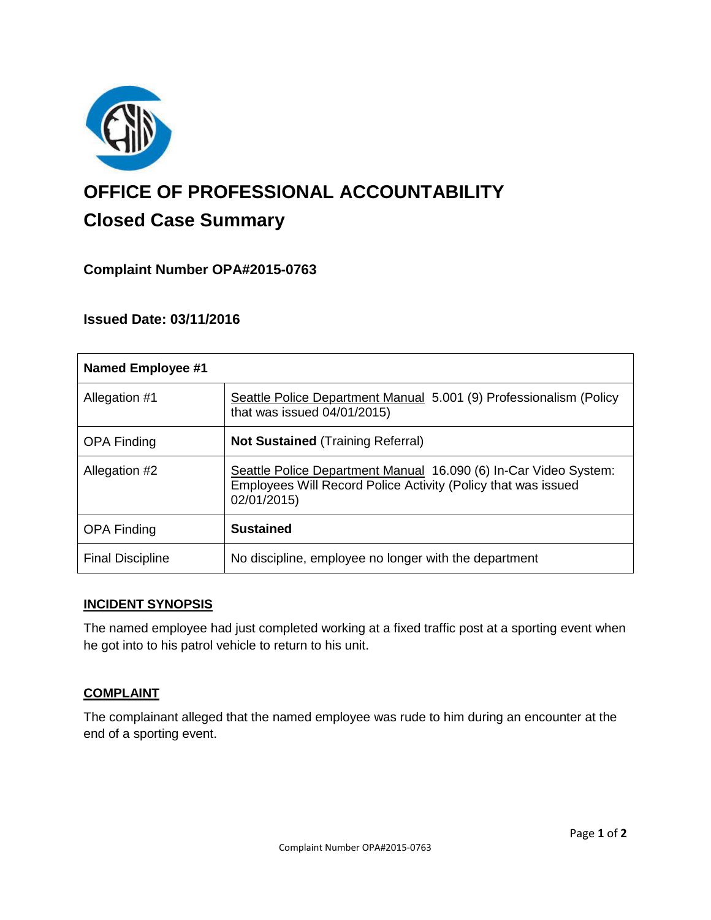# OFFICE OF PROFESSIONAL ACCOUNTABILITY

## Closed Case Summary

### Complaint Number OPA#2015-0763

### Issued Date: 03/11/2016

| Named Employee #1 | |
|---|---|
| Allegation #1 | Seattle Police Department Manual 5.001 (9) Professionalism (Policy that was issued 04/01/2015) |
| OPA Finding | **Not Sustained** (Training Referral) |
| Allegation #2 | Seattle Police Department Manual 16.090 (6) In-Car Video System: Employees Will Record Police Activity (Policy that was issued 02/01/2015) |
| OPA Finding | **Sustained** |
| Final Discipline | No discipline, employee no longer with the department |

#### INCIDENT SYNOPSIS

The named employee had just completed working at a fixed traffic post at a sporting event when he got into to his patrol vehicle to return to his unit.

#### COMPLAINT

The complainant alleged that the named employee was rude to him during an encounter at the end of a sporting event.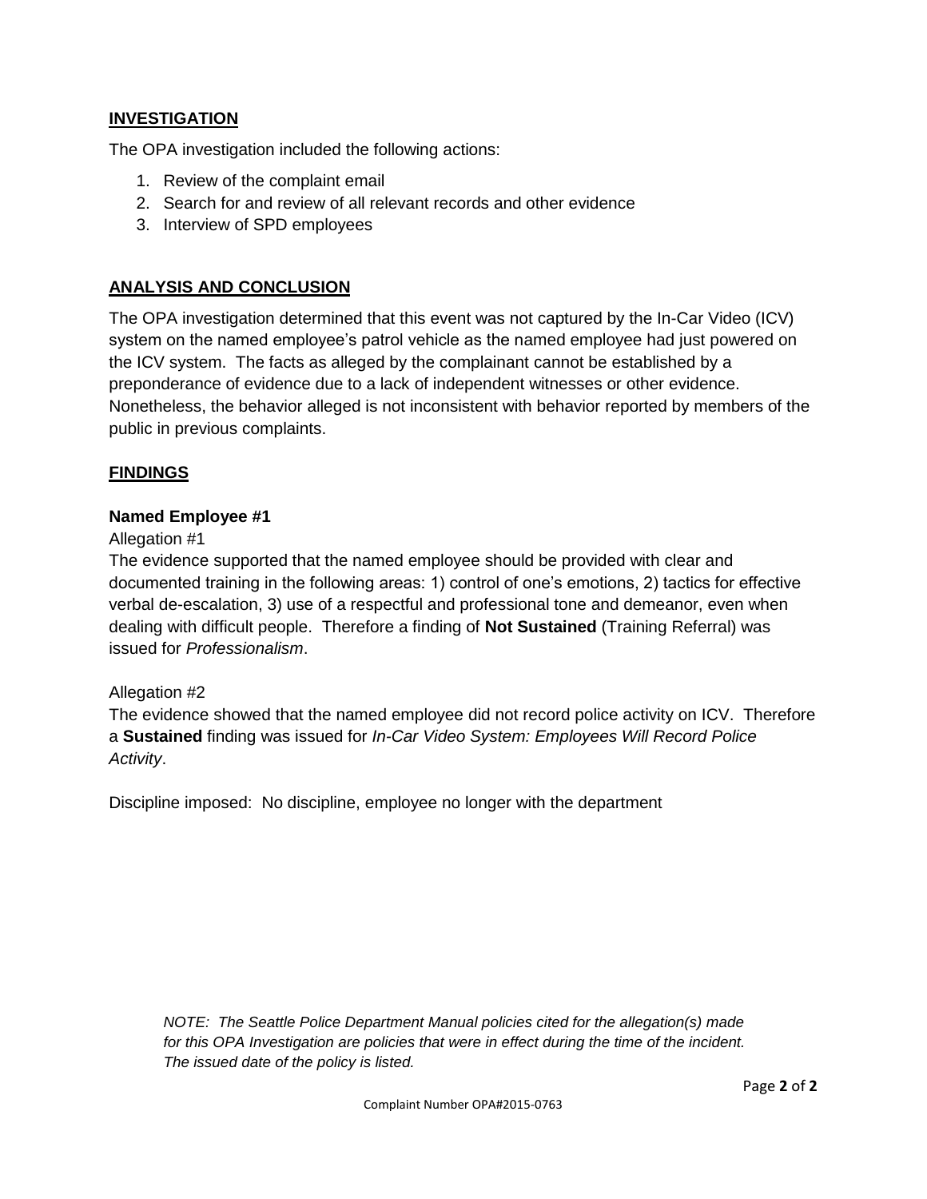## INVESTIGATION

The OPA investigation included the following actions:

1. Review of the complaint email
2. Search for and review of all relevant records and other evidence
3. Interview of SPD employees

## ANALYSIS AND CONCLUSION

The OPA investigation determined that this event was not captured by the In-Car Video (ICV) system on the named employee's patrol vehicle as the named employee had just powered on the ICV system. The facts as alleged by the complainant cannot be established by a preponderance of evidence due to a lack of independent witnesses or other evidence. Nonetheless, the behavior alleged is not inconsistent with behavior reported by members of the public in previous complaints.

## FINDINGS

**Named Employee #1**

Allegation #1

The evidence supported that the named employee should be provided with clear and documented training in the following areas: 1) control of one's emotions, 2) tactics for effective verbal de-escalation, 3) use of a respectful and professional tone and demeanor, even when dealing with difficult people. Therefore a finding of **Not Sustained** (Training Referral) was issued for *Professionalism*.

Allegation #2

The evidence showed that the named employee did not record police activity on ICV. Therefore a **Sustained** finding was issued for *In-Car Video System: Employees Will Record Police Activity*.

Discipline imposed: No discipline, employee no longer with the department

*NOTE: The Seattle Police Department Manual policies cited for the allegation(s) made for this OPA Investigation are policies that were in effect during the time of the incident. The issued date of the policy is listed.*

Complaint Number OPA#2015-0763